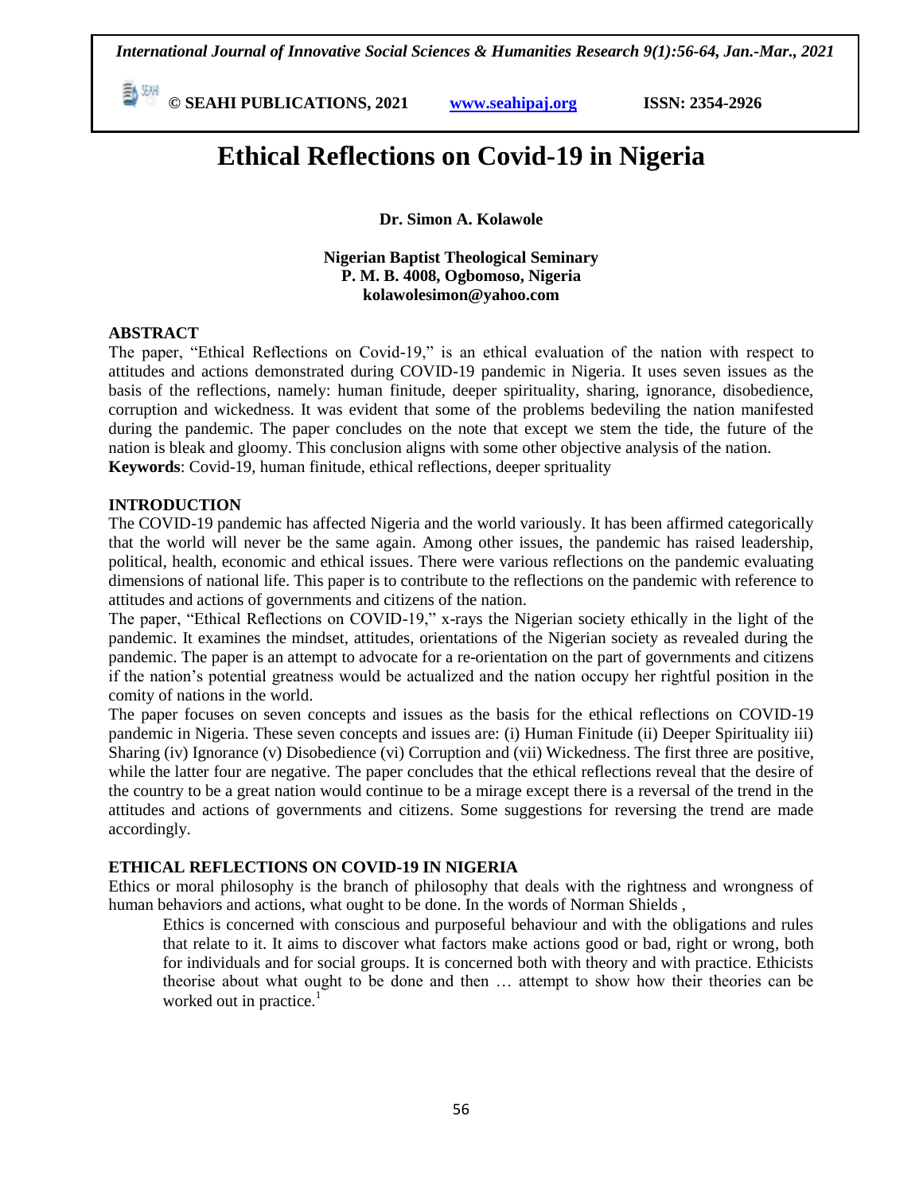# Ethical Reflections on Covid-19 in Nigeria

**Dr. Simon A. Kolawole**

**Nigerian Baptist Theological Seminary**
**P. M. B. 4008, Ogbomoso, Nigeria**
**kolawolesimon@yahoo.com**

## ABSTRACT

The paper, "Ethical Reflections on Covid-19," is an ethical evaluation of the nation with respect to attitudes and actions demonstrated during COVID-19 pandemic in Nigeria. It uses seven issues as the basis of the reflections, namely: human finitude, deeper spirituality, sharing, ignorance, disobedience, corruption and wickedness. It was evident that some of the problems bedeviling the nation manifested during the pandemic. The paper concludes on the note that except we stem the tide, the future of the nation is bleak and gloomy. This conclusion aligns with some other objective analysis of the nation.

**Keywords**: Covid-19, human finitude, ethical reflections, deeper sprituality

## INTRODUCTION

The COVID-19 pandemic has affected Nigeria and the world variously. It has been affirmed categorically that the world will never be the same again. Among other issues, the pandemic has raised leadership, political, health, economic and ethical issues. There were various reflections on the pandemic evaluating dimensions of national life. This paper is to contribute to the reflections on the pandemic with reference to attitudes and actions of governments and citizens of the nation.

The paper, "Ethical Reflections on COVID-19," x-rays the Nigerian society ethically in the light of the pandemic. It examines the mindset, attitudes, orientations of the Nigerian society as revealed during the pandemic. The paper is an attempt to advocate for a re-orientation on the part of governments and citizens if the nation's potential greatness would be actualized and the nation occupy her rightful position in the comity of nations in the world.

The paper focuses on seven concepts and issues as the basis for the ethical reflections on COVID-19 pandemic in Nigeria. These seven concepts and issues are: (i) Human Finitude (ii) Deeper Spirituality iii) Sharing (iv) Ignorance (v) Disobedience (vi) Corruption and (vii) Wickedness. The first three are positive, while the latter four are negative. The paper concludes that the ethical reflections reveal that the desire of the country to be a great nation would continue to be a mirage except there is a reversal of the trend in the attitudes and actions of governments and citizens. Some suggestions for reversing the trend are made accordingly.

## ETHICAL REFLECTIONS ON COVID-19 IN NIGERIA

Ethics or moral philosophy is the branch of philosophy that deals with the rightness and wrongness of human behaviors and actions, what ought to be done. In the words of Norman Shields ,

> Ethics is concerned with conscious and purposeful behaviour and with the obligations and rules that relate to it. It aims to discover what factors make actions good or bad, right or wrong, both for individuals and for social groups. It is concerned both with theory and with practice. Ethicists theorise about what ought to be done and then … attempt to show how their theories can be worked out in practice.[1]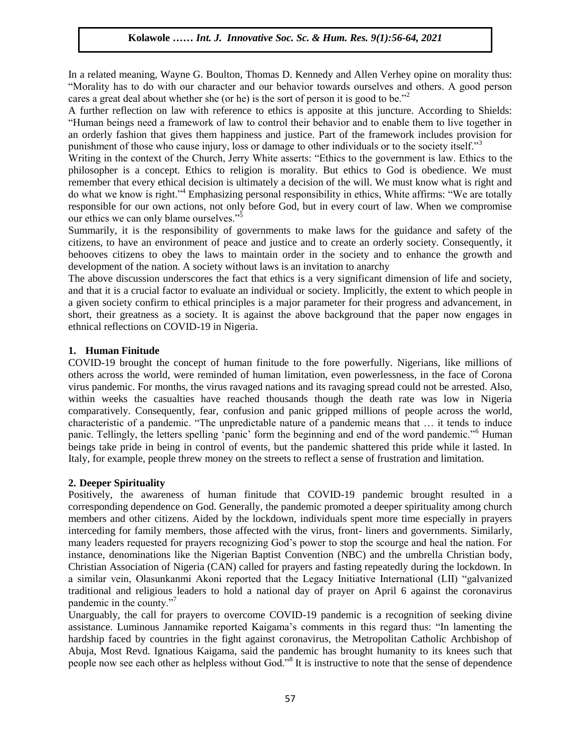In a related meaning, Wayne G. Boulton, Thomas D. Kennedy and Allen Verhey opine on morality thus: "Morality has to do with our character and our behavior towards ourselves and others. A good person cares a great deal about whether she (or he) is the sort of person it is good to be."[2]

A further reflection on law with reference to ethics is apposite at this juncture. According to Shields: "Human beings need a framework of law to control their behavior and to enable them to live together in an orderly fashion that gives them happiness and justice. Part of the framework includes provision for punishment of those who cause injury, loss or damage to other individuals or to the society itself."[3]

Writing in the context of the Church, Jerry White asserts: "Ethics to the government is law. Ethics to the philosopher is a concept. Ethics to religion is morality. But ethics to God is obedience. We must remember that every ethical decision is ultimately a decision of the will. We must know what is right and do what we know is right."[4] Emphasizing personal responsibility in ethics, White affirms: "We are totally responsible for our own actions, not only before God, but in every court of law. When we compromise our ethics we can only blame ourselves."[5]

Summarily, it is the responsibility of governments to make laws for the guidance and safety of the citizens, to have an environment of peace and justice and to create an orderly society. Consequently, it behooves citizens to obey the laws to maintain order in the society and to enhance the growth and development of the nation. A society without laws is an invitation to anarchy

The above discussion underscores the fact that ethics is a very significant dimension of life and society, and that it is a crucial factor to evaluate an individual or society. Implicitly, the extent to which people in a given society confirm to ethical principles is a major parameter for their progress and advancement, in short, their greatness as a society. It is against the above background that the paper now engages in ethnical reflections on COVID-19 in Nigeria.

**1. Human Finitude**

COVID-19 brought the concept of human finitude to the fore powerfully. Nigerians, like millions of others across the world, were reminded of human limitation, even powerlessness, in the face of Corona virus pandemic. For months, the virus ravaged nations and its ravaging spread could not be arrested. Also, within weeks the casualties have reached thousands though the death rate was low in Nigeria comparatively. Consequently, fear, confusion and panic gripped millions of people across the world, characteristic of a pandemic. "The unpredictable nature of a pandemic means that … it tends to induce panic. Tellingly, the letters spelling 'panic' form the beginning and end of the word pandemic."[6] Human beings take pride in being in control of events, but the pandemic shattered this pride while it lasted. In Italy, for example, people threw money on the streets to reflect a sense of frustration and limitation.

**2. Deeper Spirituality**

Positively, the awareness of human finitude that COVID-19 pandemic brought resulted in a corresponding dependence on God. Generally, the pandemic promoted a deeper spirituality among church members and other citizens. Aided by the lockdown, individuals spent more time especially in prayers interceding for family members, those affected with the virus, front- liners and governments. Similarly, many leaders requested for prayers recognizing God's power to stop the scourge and heal the nation. For instance, denominations like the Nigerian Baptist Convention (NBC) and the umbrella Christian body, Christian Association of Nigeria (CAN) called for prayers and fasting repeatedly during the lockdown. In a similar vein, Olasunkanmi Akoni reported that the Legacy Initiative International (LII) "galvanized traditional and religious leaders to hold a national day of prayer on April 6 against the coronavirus pandemic in the county."[7]

Unarguably, the call for prayers to overcome COVID-19 pandemic is a recognition of seeking divine assistance. Luminous Jannamike reported Kaigama's comments in this regard thus: "In lamenting the hardship faced by countries in the fight against coronavirus, the Metropolitan Catholic Archbishop of Abuja, Most Revd. Ignatious Kaigama, said the pandemic has brought humanity to its knees such that people now see each other as helpless without God."[8] It is instructive to note that the sense of dependence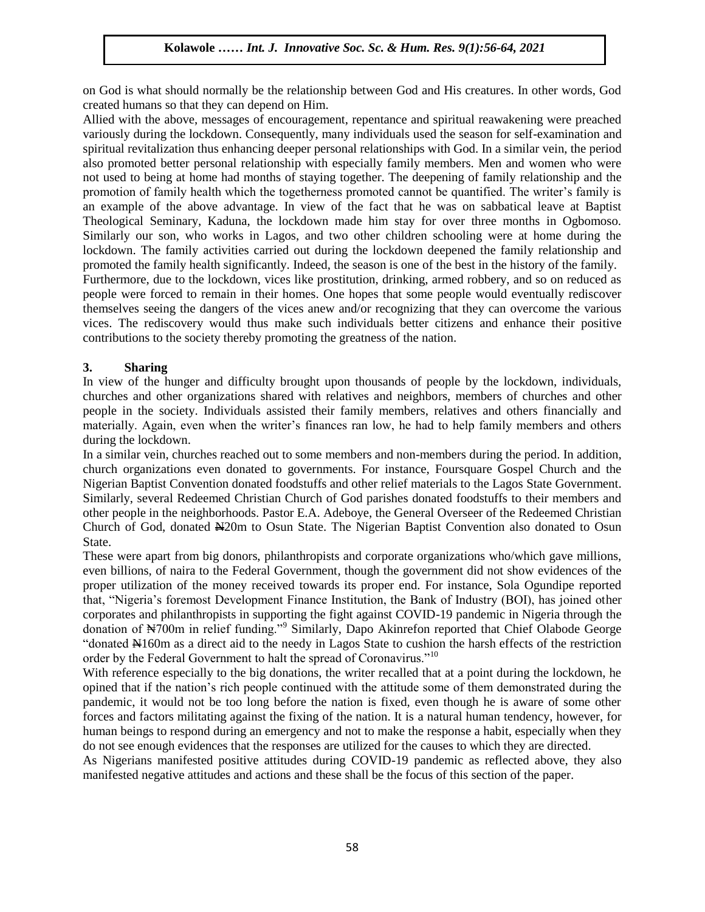on God is what should normally be the relationship between God and His creatures. In other words, God created humans so that they can depend on Him.

Allied with the above, messages of encouragement, repentance and spiritual reawakening were preached variously during the lockdown. Consequently, many individuals used the season for self-examination and spiritual revitalization thus enhancing deeper personal relationships with God. In a similar vein, the period also promoted better personal relationship with especially family members. Men and women who were not used to being at home had months of staying together. The deepening of family relationship and the promotion of family health which the togetherness promoted cannot be quantified. The writer's family is an example of the above advantage. In view of the fact that he was on sabbatical leave at Baptist Theological Seminary, Kaduna, the lockdown made him stay for over three months in Ogbomoso. Similarly our son, who works in Lagos, and two other children schooling were at home during the lockdown. The family activities carried out during the lockdown deepened the family relationship and promoted the family health significantly. Indeed, the season is one of the best in the history of the family.

Furthermore, due to the lockdown, vices like prostitution, drinking, armed robbery, and so on reduced as people were forced to remain in their homes. One hopes that some people would eventually rediscover themselves seeing the dangers of the vices anew and/or recognizing that they can overcome the various vices. The rediscovery would thus make such individuals better citizens and enhance their positive contributions to the society thereby promoting the greatness of the nation.

## 3. Sharing

In view of the hunger and difficulty brought upon thousands of people by the lockdown, individuals, churches and other organizations shared with relatives and neighbors, members of churches and other people in the society. Individuals assisted their family members, relatives and others financially and materially. Again, even when the writer's finances ran low, he had to help family members and others during the lockdown.

In a similar vein, churches reached out to some members and non-members during the period. In addition, church organizations even donated to governments. For instance, Foursquare Gospel Church and the Nigerian Baptist Convention donated foodstuffs and other relief materials to the Lagos State Government. Similarly, several Redeemed Christian Church of God parishes donated foodstuffs to their members and other people in the neighborhoods. Pastor E.A. Adeboye, the General Overseer of the Redeemed Christian Church of God, donated ₦20m to Osun State. The Nigerian Baptist Convention also donated to Osun State.

These were apart from big donors, philanthropists and corporate organizations who/which gave millions, even billions, of naira to the Federal Government, though the government did not show evidences of the proper utilization of the money received towards its proper end. For instance, Sola Ogundipe reported that, "Nigeria's foremost Development Finance Institution, the Bank of Industry (BOI), has joined other corporates and philanthropists in supporting the fight against COVID-19 pandemic in Nigeria through the donation of ₦700m in relief funding."[9] Similarly, Dapo Akinrefon reported that Chief Olabode George "donated ₦160m as a direct aid to the needy in Lagos State to cushion the harsh effects of the restriction order by the Federal Government to halt the spread of Coronavirus."[10]

With reference especially to the big donations, the writer recalled that at a point during the lockdown, he opined that if the nation's rich people continued with the attitude some of them demonstrated during the pandemic, it would not be too long before the nation is fixed, even though he is aware of some other forces and factors militating against the fixing of the nation. It is a natural human tendency, however, for human beings to respond during an emergency and not to make the response a habit, especially when they do not see enough evidences that the responses are utilized for the causes to which they are directed.

As Nigerians manifested positive attitudes during COVID-19 pandemic as reflected above, they also manifested negative attitudes and actions and these shall be the focus of this section of the paper.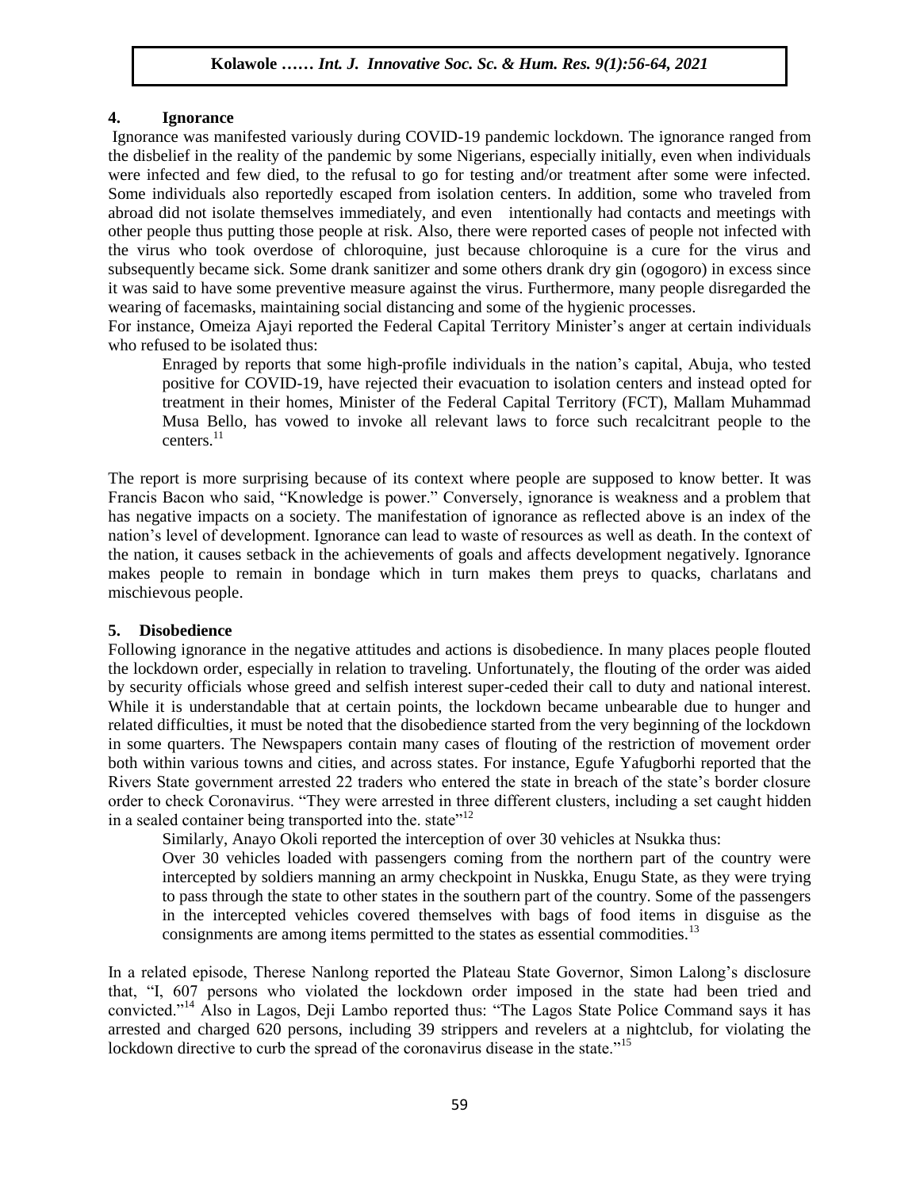## 4. Ignorance

Ignorance was manifested variously during COVID-19 pandemic lockdown. The ignorance ranged from the disbelief in the reality of the pandemic by some Nigerians, especially initially, even when individuals were infected and few died, to the refusal to go for testing and/or treatment after some were infected. Some individuals also reportedly escaped from isolation centers. In addition, some who traveled from abroad did not isolate themselves immediately, and even intentionally had contacts and meetings with other people thus putting those people at risk. Also, there were reported cases of people not infected with the virus who took overdose of chloroquine, just because chloroquine is a cure for the virus and subsequently became sick. Some drank sanitizer and some others drank dry gin (ogogoro) in excess since it was said to have some preventive measure against the virus. Furthermore, many people disregarded the wearing of facemasks, maintaining social distancing and some of the hygienic processes.

For instance, Omeiza Ajayi reported the Federal Capital Territory Minister's anger at certain individuals who refused to be isolated thus:

> Enraged by reports that some high-profile individuals in the nation's capital, Abuja, who tested positive for COVID-19, have rejected their evacuation to isolation centers and instead opted for treatment in their homes, Minister of the Federal Capital Territory (FCT), Mallam Muhammad Musa Bello, has vowed to invoke all relevant laws to force such recalcitrant people to the centers.[11]

The report is more surprising because of its context where people are supposed to know better. It was Francis Bacon who said, "Knowledge is power." Conversely, ignorance is weakness and a problem that has negative impacts on a society. The manifestation of ignorance as reflected above is an index of the nation's level of development. Ignorance can lead to waste of resources as well as death. In the context of the nation, it causes setback in the achievements of goals and affects development negatively. Ignorance makes people to remain in bondage which in turn makes them preys to quacks, charlatans and mischievous people.

## 5. Disobedience

Following ignorance in the negative attitudes and actions is disobedience. In many places people flouted the lockdown order, especially in relation to traveling. Unfortunately, the flouting of the order was aided by security officials whose greed and selfish interest super-ceded their call to duty and national interest. While it is understandable that at certain points, the lockdown became unbearable due to hunger and related difficulties, it must be noted that the disobedience started from the very beginning of the lockdown in some quarters. The Newspapers contain many cases of flouting of the restriction of movement order both within various towns and cities, and across states. For instance, Egufe Yafugborhi reported that the Rivers State government arrested 22 traders who entered the state in breach of the state's border closure order to check Coronavirus. "They were arrested in three different clusters, including a set caught hidden in a sealed container being transported into the. state"[12]

Similarly, Anayo Okoli reported the interception of over 30 vehicles at Nsukka thus:

> Over 30 vehicles loaded with passengers coming from the northern part of the country were intercepted by soldiers manning an army checkpoint in Nuskka, Enugu State, as they were trying to pass through the state to other states in the southern part of the country. Some of the passengers in the intercepted vehicles covered themselves with bags of food items in disguise as the consignments are among items permitted to the states as essential commodities.[13]

In a related episode, Therese Nanlong reported the Plateau State Governor, Simon Lalong's disclosure that, "I, 607 persons who violated the lockdown order imposed in the state had been tried and convicted."[14] Also in Lagos, Deji Lambo reported thus: "The Lagos State Police Command says it has arrested and charged 620 persons, including 39 strippers and revelers at a nightclub, for violating the lockdown directive to curb the spread of the coronavirus disease in the state."[15]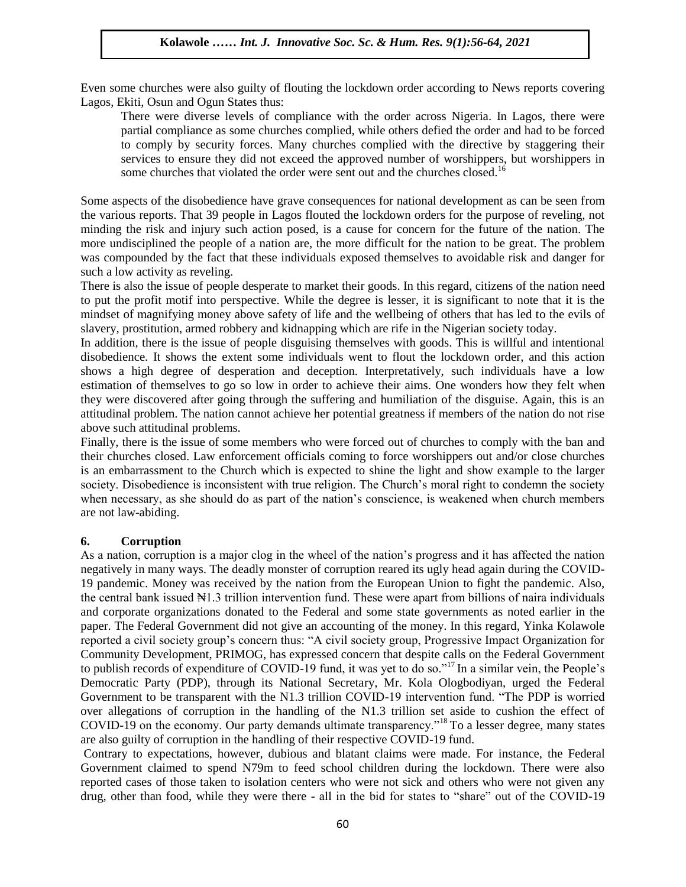Even some churches were also guilty of flouting the lockdown order according to News reports covering Lagos, Ekiti, Osun and Ogun States thus:

> There were diverse levels of compliance with the order across Nigeria. In Lagos, there were partial compliance as some churches complied, while others defied the order and had to be forced to comply by security forces. Many churches complied with the directive by staggering their services to ensure they did not exceed the approved number of worshippers, but worshippers in some churches that violated the order were sent out and the churches closed.[16]

Some aspects of the disobedience have grave consequences for national development as can be seen from the various reports. That 39 people in Lagos flouted the lockdown orders for the purpose of reveling, not minding the risk and injury such action posed, is a cause for concern for the future of the nation. The more undisciplined the people of a nation are, the more difficult for the nation to be great. The problem was compounded by the fact that these individuals exposed themselves to avoidable risk and danger for such a low activity as reveling.

There is also the issue of people desperate to market their goods. In this regard, citizens of the nation need to put the profit motif into perspective. While the degree is lesser, it is significant to note that it is the mindset of magnifying money above safety of life and the wellbeing of others that has led to the evils of slavery, prostitution, armed robbery and kidnapping which are rife in the Nigerian society today.

In addition, there is the issue of people disguising themselves with goods. This is willful and intentional disobedience. It shows the extent some individuals went to flout the lockdown order, and this action shows a high degree of desperation and deception. Interpretatively, such individuals have a low estimation of themselves to go so low in order to achieve their aims. One wonders how they felt when they were discovered after going through the suffering and humiliation of the disguise. Again, this is an attitudinal problem. The nation cannot achieve her potential greatness if members of the nation do not rise above such attitudinal problems.

Finally, there is the issue of some members who were forced out of churches to comply with the ban and their churches closed. Law enforcement officials coming to force worshippers out and/or close churches is an embarrassment to the Church which is expected to shine the light and show example to the larger society. Disobedience is inconsistent with true religion. The Church's moral right to condemn the society when necessary, as she should do as part of the nation's conscience, is weakened when church members are not law-abiding.

## 6. Corruption

As a nation, corruption is a major clog in the wheel of the nation's progress and it has affected the nation negatively in many ways. The deadly monster of corruption reared its ugly head again during the COVID-19 pandemic. Money was received by the nation from the European Union to fight the pandemic. Also, the central bank issued ₦1.3 trillion intervention fund. These were apart from billions of naira individuals and corporate organizations donated to the Federal and some state governments as noted earlier in the paper. The Federal Government did not give an accounting of the money. In this regard, Yinka Kolawole reported a civil society group's concern thus: "A civil society group, Progressive Impact Organization for Community Development, PRIMOG, has expressed concern that despite calls on the Federal Government to publish records of expenditure of COVID-19 fund, it was yet to do so."[17] In a similar vein, the People's Democratic Party (PDP), through its National Secretary, Mr. Kola Ologbodiyan, urged the Federal Government to be transparent with the N1.3 trillion COVID-19 intervention fund. "The PDP is worried over allegations of corruption in the handling of the N1.3 trillion set aside to cushion the effect of COVID-19 on the economy. Our party demands ultimate transparency."[18] To a lesser degree, many states are also guilty of corruption in the handling of their respective COVID-19 fund.

Contrary to expectations, however, dubious and blatant claims were made. For instance, the Federal Government claimed to spend N79m to feed school children during the lockdown. There were also reported cases of those taken to isolation centers who were not sick and others who were not given any drug, other than food, while they were there - all in the bid for states to "share" out of the COVID-19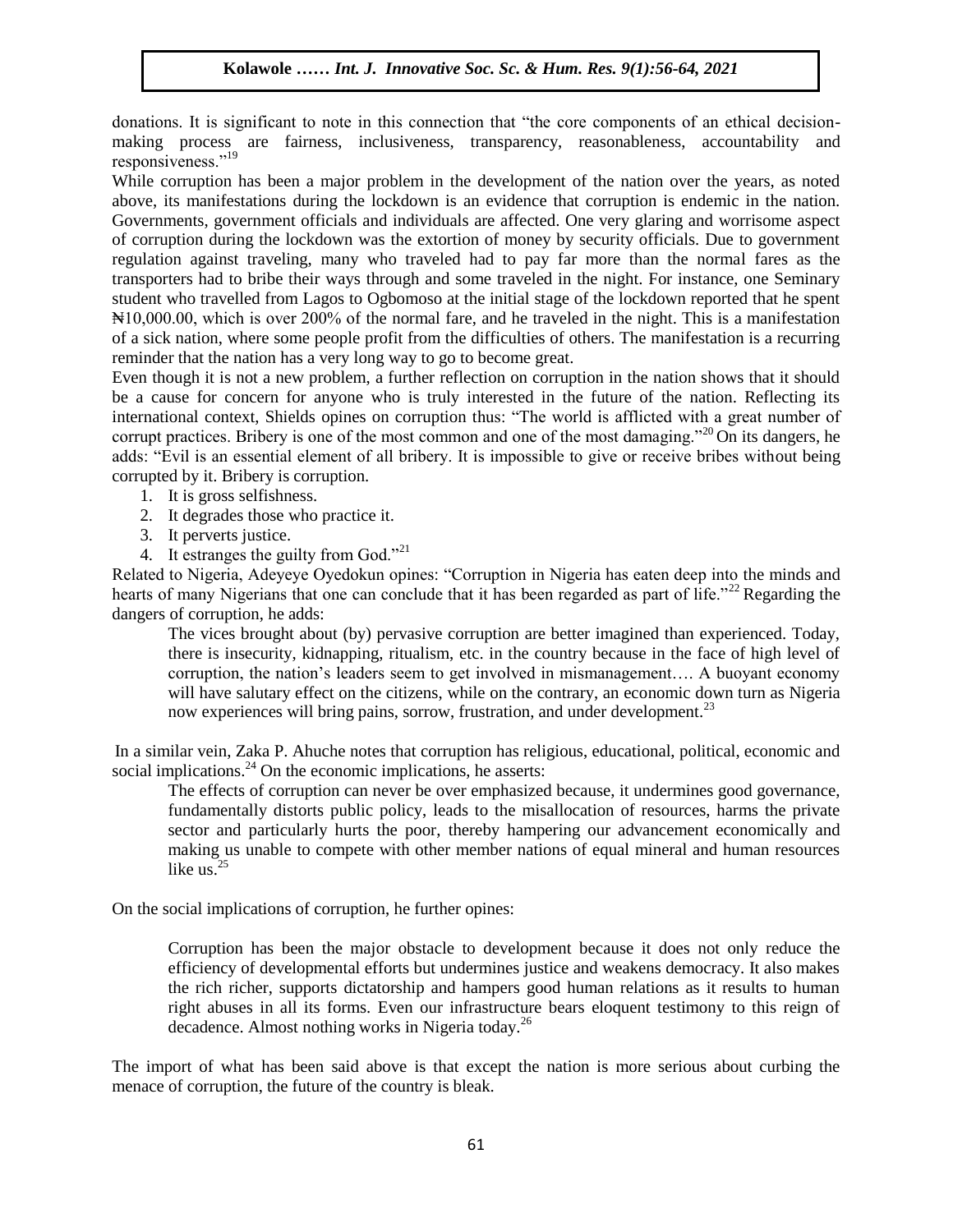donations. It is significant to note in this connection that "the core components of an ethical decision-making process are fairness, inclusiveness, transparency, reasonableness, accountability and responsiveness."[19]

While corruption has been a major problem in the development of the nation over the years, as noted above, its manifestations during the lockdown is an evidence that corruption is endemic in the nation. Governments, government officials and individuals are affected. One very glaring and worrisome aspect of corruption during the lockdown was the extortion of money by security officials. Due to government regulation against traveling, many who traveled had to pay far more than the normal fares as the transporters had to bribe their ways through and some traveled in the night. For instance, one Seminary student who travelled from Lagos to Ogbomoso at the initial stage of the lockdown reported that he spent ₦10,000.00, which is over 200% of the normal fare, and he traveled in the night. This is a manifestation of a sick nation, where some people profit from the difficulties of others. The manifestation is a recurring reminder that the nation has a very long way to go to become great.

Even though it is not a new problem, a further reflection on corruption in the nation shows that it should be a cause for concern for anyone who is truly interested in the future of the nation. Reflecting its international context, Shields opines on corruption thus: "The world is afflicted with a great number of corrupt practices. Bribery is one of the most common and one of the most damaging."[20] On its dangers, he adds: "Evil is an essential element of all bribery. It is impossible to give or receive bribes without being corrupted by it. Bribery is corruption.

1. It is gross selfishness.
2. It degrades those who practice it.
3. It perverts justice.
4. It estranges the guilty from God."[21]

Related to Nigeria, Adeyeye Oyedokun opines: "Corruption in Nigeria has eaten deep into the minds and hearts of many Nigerians that one can conclude that it has been regarded as part of life."[22] Regarding the dangers of corruption, he adds:

> The vices brought about (by) pervasive corruption are better imagined than experienced. Today, there is insecurity, kidnapping, ritualism, etc. in the country because in the face of high level of corruption, the nation's leaders seem to get involved in mismanagement…. A buoyant economy will have salutary effect on the citizens, while on the contrary, an economic down turn as Nigeria now experiences will bring pains, sorrow, frustration, and under development.[23]

In a similar vein, Zaka P. Ahuche notes that corruption has religious, educational, political, economic and social implications.[24] On the economic implications, he asserts:

> The effects of corruption can never be over emphasized because, it undermines good governance, fundamentally distorts public policy, leads to the misallocation of resources, harms the private sector and particularly hurts the poor, thereby hampering our advancement economically and making us unable to compete with other member nations of equal mineral and human resources like us.[25]

On the social implications of corruption, he further opines:

> Corruption has been the major obstacle to development because it does not only reduce the efficiency of developmental efforts but undermines justice and weakens democracy. It also makes the rich richer, supports dictatorship and hampers good human relations as it results to human right abuses in all its forms. Even our infrastructure bears eloquent testimony to this reign of decadence. Almost nothing works in Nigeria today.[26]

The import of what has been said above is that except the nation is more serious about curbing the menace of corruption, the future of the country is bleak.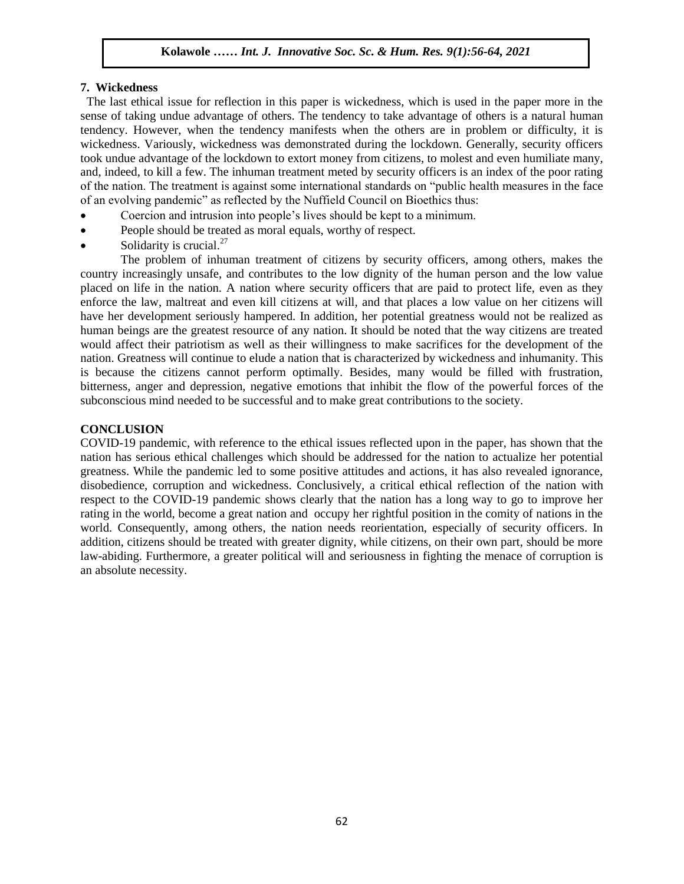## 7. Wickedness

The last ethical issue for reflection in this paper is wickedness, which is used in the paper more in the sense of taking undue advantage of others. The tendency to take advantage of others is a natural human tendency. However, when the tendency manifests when the others are in problem or difficulty, it is wickedness. Variously, wickedness was demonstrated during the lockdown. Generally, security officers took undue advantage of the lockdown to extort money from citizens, to molest and even humiliate many, and, indeed, to kill a few. The inhuman treatment meted by security officers is an index of the poor rating of the nation. The treatment is against some international standards on "public health measures in the face of an evolving pandemic" as reflected by the Nuffield Council on Bioethics thus:

- Coercion and intrusion into people's lives should be kept to a minimum.
- People should be treated as moral equals, worthy of respect.
- Solidarity is crucial.[27]

The problem of inhuman treatment of citizens by security officers, among others, makes the country increasingly unsafe, and contributes to the low dignity of the human person and the low value placed on life in the nation. A nation where security officers that are paid to protect life, even as they enforce the law, maltreat and even kill citizens at will, and that places a low value on her citizens will have her development seriously hampered. In addition, her potential greatness would not be realized as human beings are the greatest resource of any nation. It should be noted that the way citizens are treated would affect their patriotism as well as their willingness to make sacrifices for the development of the nation. Greatness will continue to elude a nation that is characterized by wickedness and inhumanity. This is because the citizens cannot perform optimally. Besides, many would be filled with frustration, bitterness, anger and depression, negative emotions that inhibit the flow of the powerful forces of the subconscious mind needed to be successful and to make great contributions to the society.

## CONCLUSION

COVID-19 pandemic, with reference to the ethical issues reflected upon in the paper, has shown that the nation has serious ethical challenges which should be addressed for the nation to actualize her potential greatness. While the pandemic led to some positive attitudes and actions, it has also revealed ignorance, disobedience, corruption and wickedness. Conclusively, a critical ethical reflection of the nation with respect to the COVID-19 pandemic shows clearly that the nation has a long way to go to improve her rating in the world, become a great nation and occupy her rightful position in the comity of nations in the world. Consequently, among others, the nation needs reorientation, especially of security officers. In addition, citizens should be treated with greater dignity, while citizens, on their own part, should be more law-abiding. Furthermore, a greater political will and seriousness in fighting the menace of corruption is an absolute necessity.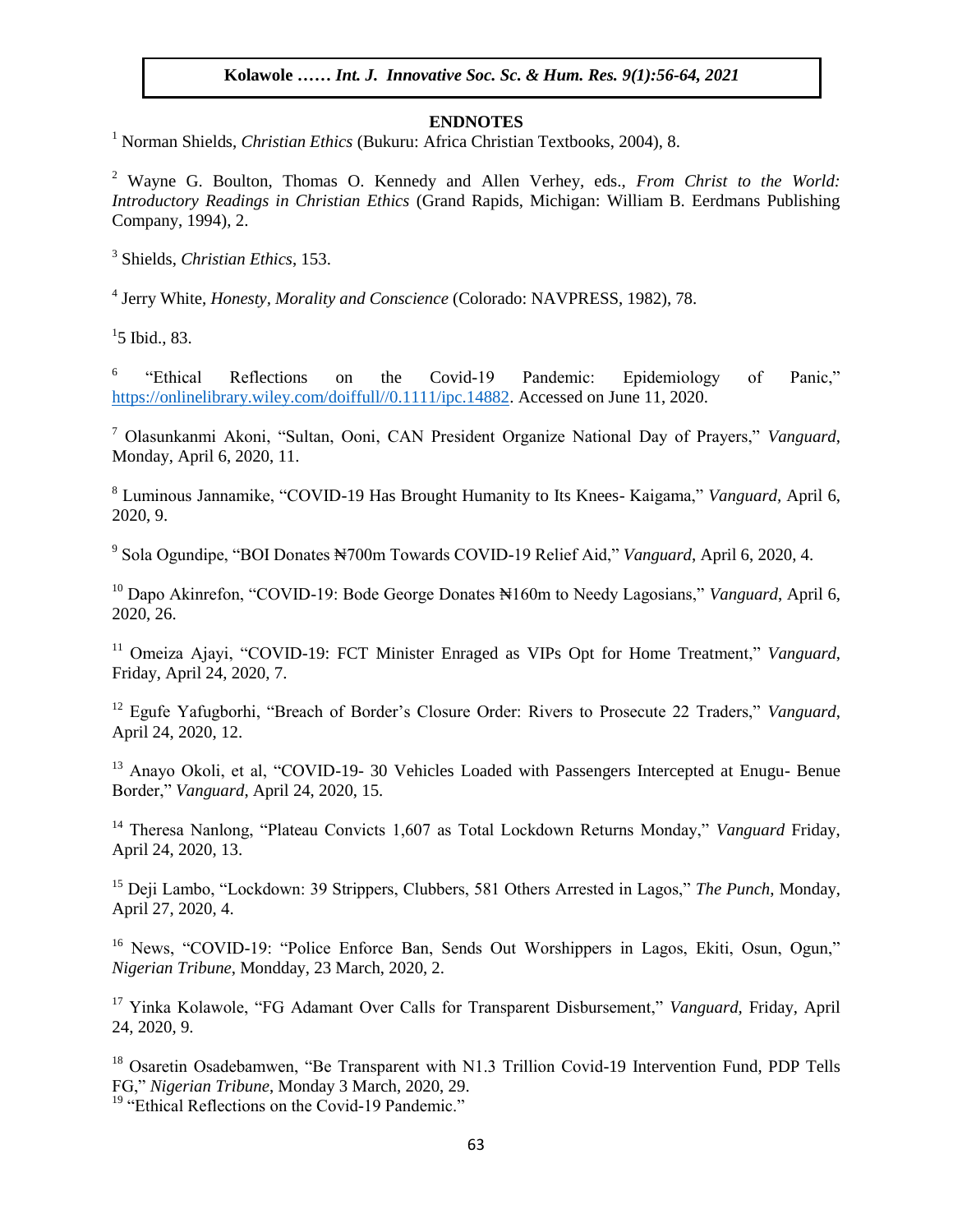**ENDNOTES**

[1] Norman Shields, *Christian Ethics* (Bukuru: Africa Christian Textbooks, 2004), 8.

[2] Wayne G. Boulton, Thomas O. Kennedy and Allen Verhey, eds., *From Christ to the World: Introductory Readings in Christian Ethics* (Grand Rapids, Michigan: William B. Eerdmans Publishing Company, 1994), 2.

[3] Shields, *Christian Ethics*, 153.

[4] Jerry White, *Honesty, Morality and Conscience* (Colorado: NAVPRESS, 1982), 78.

[1]5 Ibid., 83.

[6] "Ethical Reflections on the Covid-19 Pandemic: Epidemiology of Panic," https://onlinelibrary.wiley.com/doiffull//0.1111/ipc.14882. Accessed on June 11, 2020.

[7] Olasunkanmi Akoni, "Sultan, Ooni, CAN President Organize National Day of Prayers," *Vanguard*, Monday, April 6, 2020, 11.

[8] Luminous Jannamike, "COVID-19 Has Brought Humanity to Its Knees- Kaigama," *Vanguard*, April 6, 2020, 9.

[9] Sola Ogundipe, "BOI Donates ₦700m Towards COVID-19 Relief Aid," *Vanguard*, April 6, 2020, 4.

[10] Dapo Akinrefon, "COVID-19: Bode George Donates ₦160m to Needy Lagosians," *Vanguard*, April 6, 2020, 26.

[11] Omeiza Ajayi, "COVID-19: FCT Minister Enraged as VIPs Opt for Home Treatment," *Vanguard*, Friday, April 24, 2020, 7.

[12] Egufe Yafugborhi, "Breach of Border's Closure Order: Rivers to Prosecute 22 Traders," *Vanguard*, April 24, 2020, 12.

[13] Anayo Okoli, et al, "COVID-19- 30 Vehicles Loaded with Passengers Intercepted at Enugu- Benue Border," *Vanguard*, April 24, 2020, 15.

[14] Theresa Nanlong, "Plateau Convicts 1,607 as Total Lockdown Returns Monday," *Vanguard* Friday, April 24, 2020, 13.

[15] Deji Lambo, "Lockdown: 39 Strippers, Clubbers, 581 Others Arrested in Lagos," *The Punch*, Monday, April 27, 2020, 4.

[16] News, "COVID-19: "Police Enforce Ban, Sends Out Worshippers in Lagos, Ekiti, Osun, Ogun," *Nigerian Tribune*, Mondday, 23 March, 2020, 2.

[17] Yinka Kolawole, "FG Adamant Over Calls for Transparent Disbursement," *Vanguard*, Friday, April 24, 2020, 9.

[18] Osaretin Osadebamwen, "Be Transparent with N1.3 Trillion Covid-19 Intervention Fund, PDP Tells FG," *Nigerian Tribune*, Monday 3 March, 2020, 29.

[19] "Ethical Reflections on the Covid-19 Pandemic."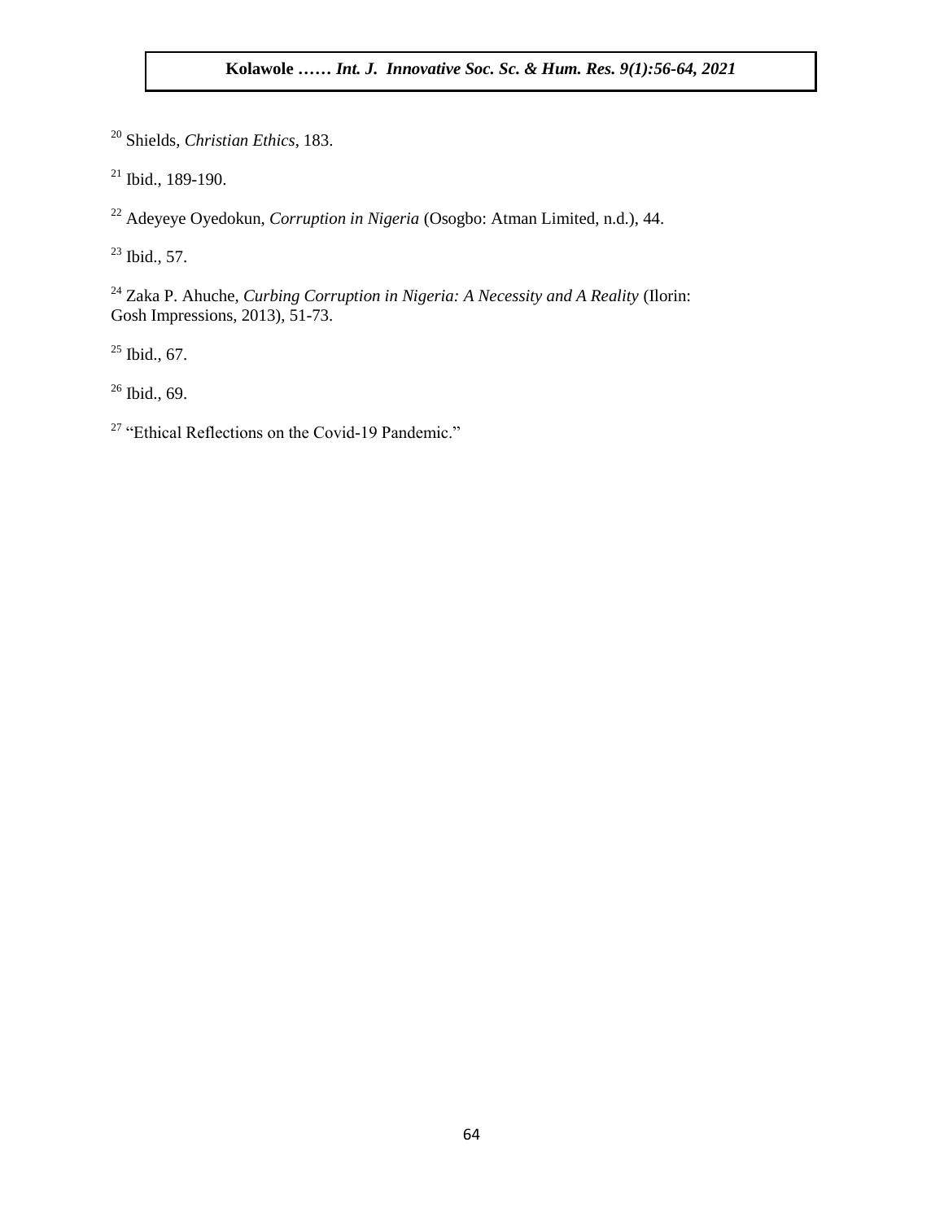[20] Shields, *Christian Ethics*, 183.

[21] Ibid., 189-190.

[22] Adeyeye Oyedokun, *Corruption in Nigeria* (Osogbo: Atman Limited, n.d.), 44.

[23] Ibid., 57.

[24] Zaka P. Ahuche, *Curbing Corruption in Nigeria: A Necessity and A Reality* (Ilorin: Gosh Impressions, 2013), 51-73.

[25] Ibid., 67.

[26] Ibid., 69.

[27] "Ethical Reflections on the Covid-19 Pandemic."